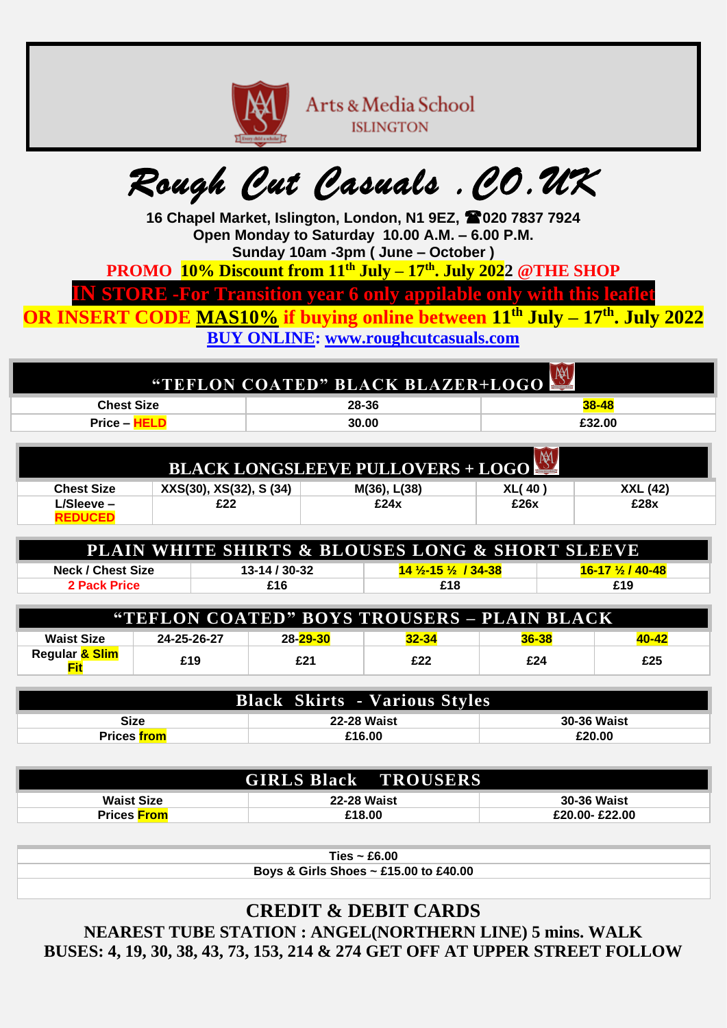Arts & Media School
ISLINGTON

# Rough Cut Casuals .CO.UK

**16 Chapel Market, Islington, London, N1 9EZ, ☎020 7837 7924**
**Open Monday to Saturday 10.00 A.M. – 6.00 P.M.**
**Sunday 10am -3pm ( June – October )**

**PROMO 10% Discount from 11th July – 17th. July 2022 @THE SHOP**
**IN STORE -For Transition year 6 only appilable only with this leaflet**
**OR INSERT CODE MAS10% if buying online between 11th July – 17th. July 2022**
**BUY ONLINE: www.roughcutcasuals.com**

## "TEFLON COATED" BLACK BLAZER+LOGO

| Chest Size | 28-36 | 38-48 |
|---|---|---|
| Price – HELD | 30.00 | £32.00 |

## BLACK LONGSLEEVE PULLOVERS + LOGO

| Chest Size | XXS(30), XS(32), S (34) | M(36), L(38) | XL( 40 ) | XXL (42) |
|---|---|---|---|---|
| L/Sleeve – REDUCED | £22 | £24x | £26x | £28x |

## PLAIN WHITE SHIRTS & BLOUSES LONG & SHORT SLEEVE

| Neck / Chest Size | 13-14 / 30-32 | 14 ½-15 ½ / 34-38 | 16-17 ½ / 40-48 |
|---|---|---|---|
| 2 Pack Price | £16 | £18 | £19 |

## "TEFLON COATED" BOYS TROUSERS – PLAIN BLACK

| Waist Size | 24-25-26-27 | 28-29-30 | 32-34 | 36-38 | 40-42 |
|---|---|---|---|---|---|
| Regular & Slim Fit | £19 | £21 | £22 | £24 | £25 |

## Black Skirts - Various Styles

| Size | 22-28 Waist | 30-36 Waist |
|---|---|---|
| Prices from | £16.00 | £20.00 |

## GIRLS Black TROUSERS

| Waist Size | 22-28 Waist | 30-36 Waist |
|---|---|---|
| Prices From | £18.00 | £20.00- £22.00 |

**Ties ~ £6.00**
**Boys & Girls Shoes ~ £15.00 to £40.00**

## CREDIT & DEBIT CARDS

**NEAREST TUBE STATION : ANGEL(NORTHERN LINE) 5 mins. WALK**
**BUSES: 4, 19, 30, 38, 43, 73, 153, 214 & 274 GET OFF AT UPPER STREET FOLLOW**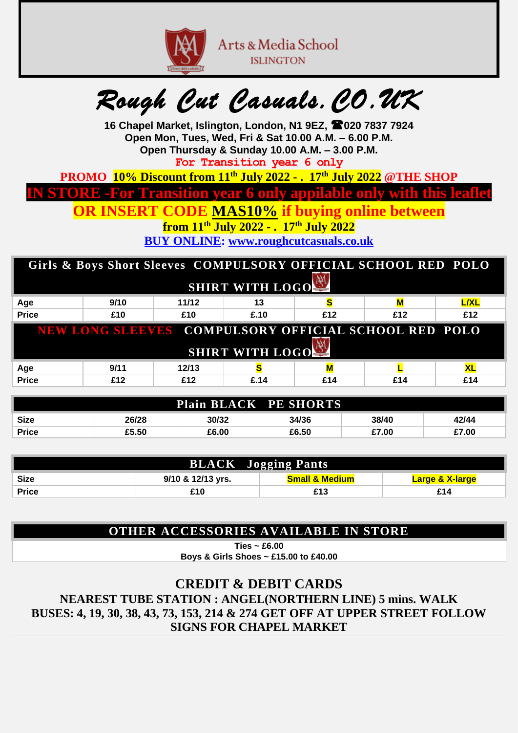Arts & Media School
ISLINGTON

# Rough Cut Casuals.CO.UK

**16 Chapel Market, Islington, London, N1 9EZ, ☎020 7837 7924**
**Open Mon, Tues, Wed, Fri & Sat 10.00 A.M. – 6.00 P.M.**
**Open Thursday & Sunday 10.00 A.M. – 3.00 P.M.**
**For Transition year 6 only**

**PROMO 10% Discount from 11th July 2022 - . 17th July 2022 @THE SHOP**

**IN STORE -For Transition year 6 only appilable only with this leaflet**

**OR INSERT CODE MAS10% if buying online between**
**from 11th July 2022 - . 17th July 2022**

**BUY ONLINE: www.roughcutcasuals.co.uk**

| Girls & Boys Short Sleeves COMPULSORY OFFICIAL SCHOOL RED POLO SHIRT WITH LOGO | | | | | | |
|---|---|---|---|---|---|---|
| Age | 9/10 | 11/12 | 13 | S | M | L/XL |
| Price | £10 | £10 | £.10 | £12 | £12 | £12 |
| **NEW LONG SLEEVES COMPULSORY OFFICIAL SCHOOL RED POLO SHIRT WITH LOGO** | | | | | | |
| Age | 9/11 | 12/13 | S | M | L | XL |
| Price | £12 | £12 | £.14 | £14 | £14 | £14 |

| Plain BLACK PE SHORTS | | | | | |
|---|---|---|---|---|---|
| Size | 26/28 | 30/32 | 34/36 | 38/40 | 42/44 |
| Price | £5.50 | £6.00 | £6.50 | £7.00 | £7.00 |

| BLACK Jogging Pants | | | |
|---|---|---|---|
| Size | 9/10 & 12/13 yrs. | Small & Medium | Large & X-large |
| Price | £10 | £13 | £14 |

| OTHER ACCESSORIES AVAILABLE IN STORE |
|---|
| Ties ~ £6.00 |
| Boys & Girls Shoes ~ £15.00 to £40.00 |

**CREDIT & DEBIT CARDS**

**NEAREST TUBE STATION : ANGEL(NORTHERN LINE) 5 mins. WALK**
**BUSES: 4, 19, 30, 38, 43, 73, 153, 214 & 274 GET OFF AT UPPER STREET FOLLOW SIGNS FOR CHAPEL MARKET**